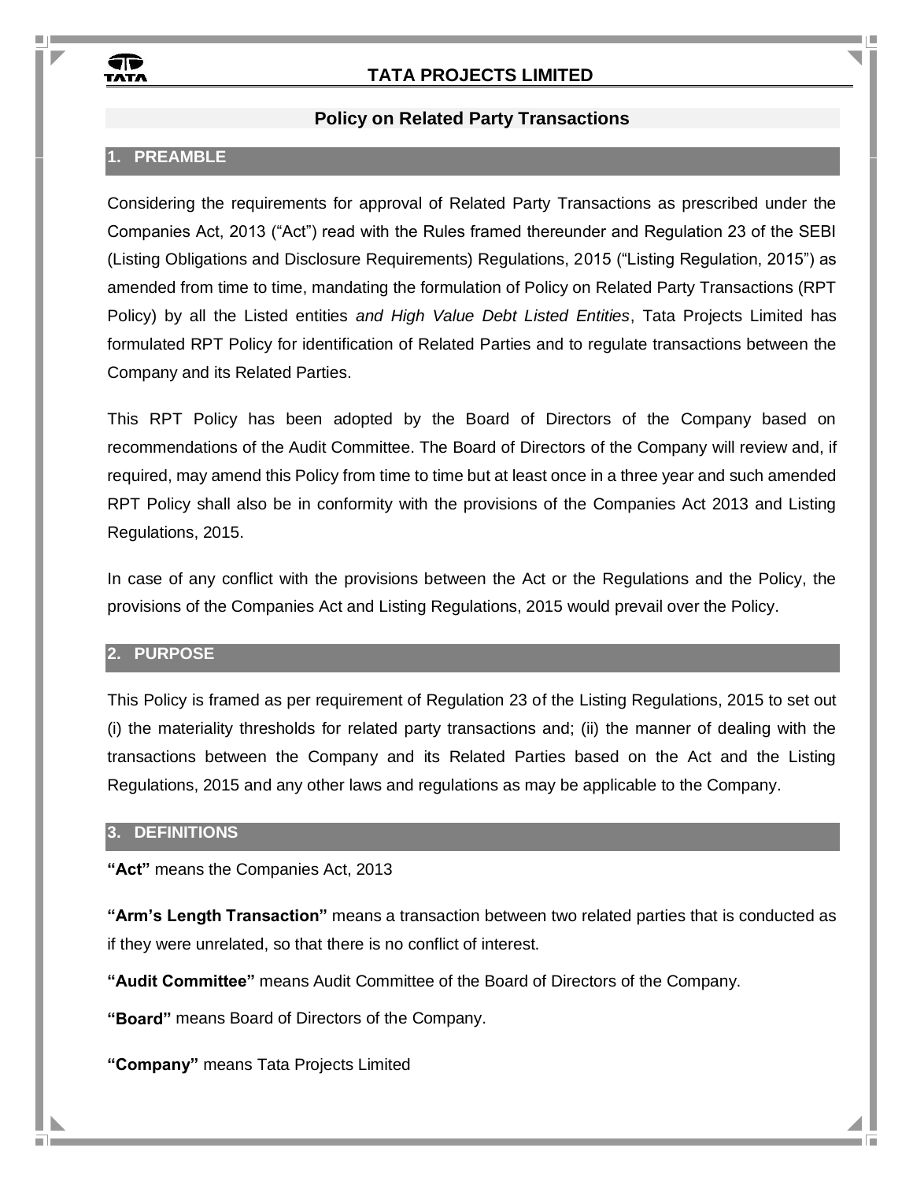# TATA PROJECTS LIMITED

## Policy on Related Party Transactions

### 1. PREAMBLE

Considering the requirements for approval of Related Party Transactions as prescribed under the Companies Act, 2013 ("Act") read with the Rules framed thereunder and Regulation 23 of the SEBI (Listing Obligations and Disclosure Requirements) Regulations, 2015 ("Listing Regulation, 2015") as amended from time to time, mandating the formulation of Policy on Related Party Transactions (RPT Policy) by all the Listed entities *and High Value Debt Listed Entities*, Tata Projects Limited has formulated RPT Policy for identification of Related Parties and to regulate transactions between the Company and its Related Parties.

This RPT Policy has been adopted by the Board of Directors of the Company based on recommendations of the Audit Committee. The Board of Directors of the Company will review and, if required, may amend this Policy from time to time but at least once in a three year and such amended RPT Policy shall also be in conformity with the provisions of the Companies Act 2013 and Listing Regulations, 2015.

In case of any conflict with the provisions between the Act or the Regulations and the Policy, the provisions of the Companies Act and Listing Regulations, 2015 would prevail over the Policy.

### 2. PURPOSE

This Policy is framed as per requirement of Regulation 23 of the Listing Regulations, 2015 to set out (i) the materiality thresholds for related party transactions and; (ii) the manner of dealing with the transactions between the Company and its Related Parties based on the Act and the Listing Regulations, 2015 and any other laws and regulations as may be applicable to the Company.

### 3. DEFINITIONS

**"Act"** means the Companies Act, 2013

**"Arm's Length Transaction"** means a transaction between two related parties that is conducted as if they were unrelated, so that there is no conflict of interest.

**"Audit Committee"** means Audit Committee of the Board of Directors of the Company.

**"Board"** means Board of Directors of the Company.

**"Company"** means Tata Projects Limited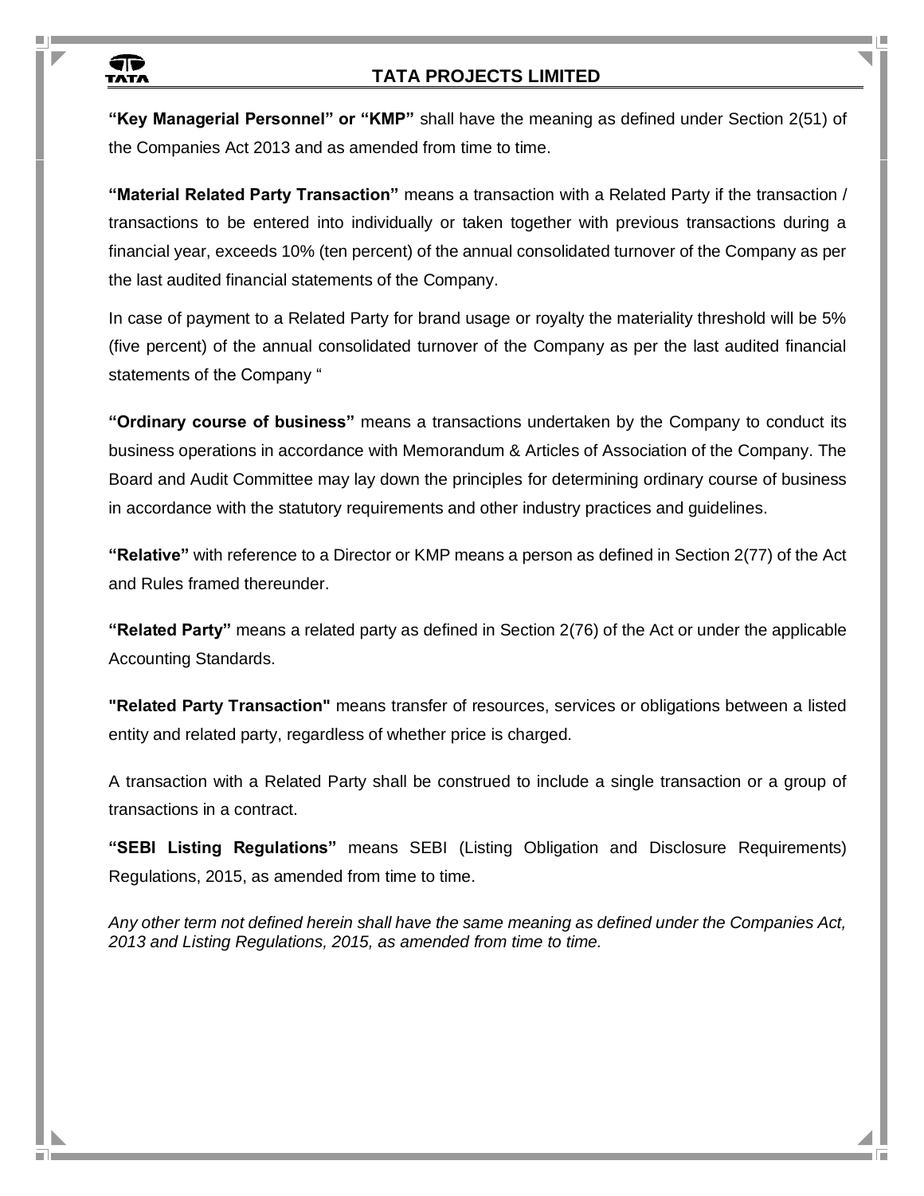**"Key Managerial Personnel" or "KMP"** shall have the meaning as defined under Section 2(51) of the Companies Act 2013 and as amended from time to time.

**"Material Related Party Transaction"** means a transaction with a Related Party if the transaction / transactions to be entered into individually or taken together with previous transactions during a financial year, exceeds 10% (ten percent) of the annual consolidated turnover of the Company as per the last audited financial statements of the Company.

In case of payment to a Related Party for brand usage or royalty the materiality threshold will be 5% (five percent) of the annual consolidated turnover of the Company as per the last audited financial statements of the Company "

**"Ordinary course of business"** means a transactions undertaken by the Company to conduct its business operations in accordance with Memorandum & Articles of Association of the Company. The Board and Audit Committee may lay down the principles for determining ordinary course of business in accordance with the statutory requirements and other industry practices and guidelines.

**"Relative"** with reference to a Director or KMP means a person as defined in Section 2(77) of the Act and Rules framed thereunder.

**"Related Party"** means a related party as defined in Section 2(76) of the Act or under the applicable Accounting Standards.

**"Related Party Transaction"** means transfer of resources, services or obligations between a listed entity and related party, regardless of whether price is charged.

A transaction with a Related Party shall be construed to include a single transaction or a group of transactions in a contract.

**"SEBI Listing Regulations"** means SEBI (Listing Obligation and Disclosure Requirements) Regulations, 2015, as amended from time to time.

*Any other term not defined herein shall have the same meaning as defined under the Companies Act, 2013 and Listing Regulations, 2015, as amended from time to time.*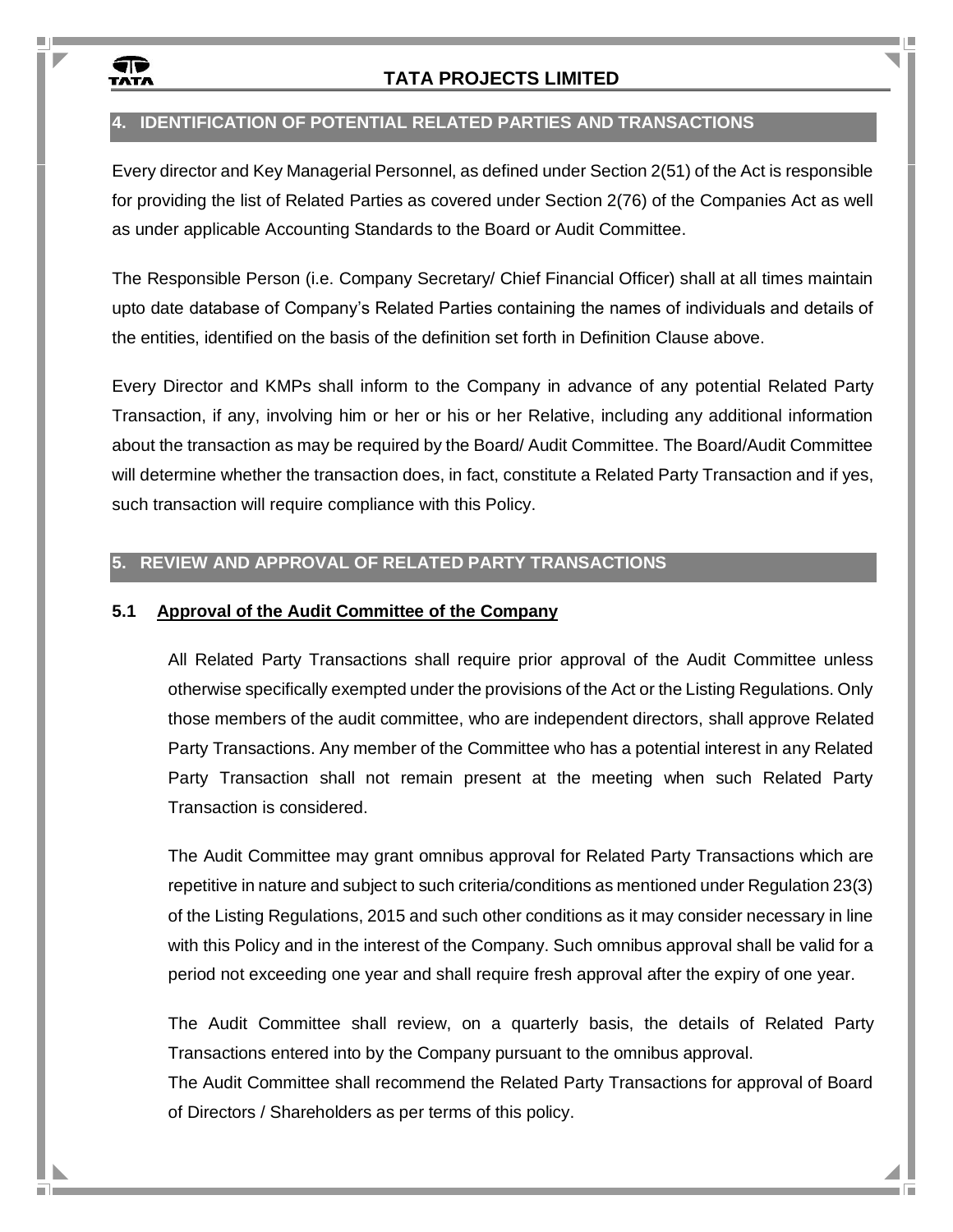## 4. IDENTIFICATION OF POTENTIAL RELATED PARTIES AND TRANSACTIONS

Every director and Key Managerial Personnel, as defined under Section 2(51) of the Act is responsible for providing the list of Related Parties as covered under Section 2(76) of the Companies Act as well as under applicable Accounting Standards to the Board or Audit Committee.

The Responsible Person (i.e. Company Secretary/ Chief Financial Officer) shall at all times maintain upto date database of Company's Related Parties containing the names of individuals and details of the entities, identified on the basis of the definition set forth in Definition Clause above.

Every Director and KMPs shall inform to the Company in advance of any potential Related Party Transaction, if any, involving him or her or his or her Relative, including any additional information about the transaction as may be required by the Board/ Audit Committee. The Board/Audit Committee will determine whether the transaction does, in fact, constitute a Related Party Transaction and if yes, such transaction will require compliance with this Policy.

## 5. REVIEW AND APPROVAL OF RELATED PARTY TRANSACTIONS

### 5.1 Approval of the Audit Committee of the Company

All Related Party Transactions shall require prior approval of the Audit Committee unless otherwise specifically exempted under the provisions of the Act or the Listing Regulations. Only those members of the audit committee, who are independent directors, shall approve Related Party Transactions. Any member of the Committee who has a potential interest in any Related Party Transaction shall not remain present at the meeting when such Related Party Transaction is considered.

The Audit Committee may grant omnibus approval for Related Party Transactions which are repetitive in nature and subject to such criteria/conditions as mentioned under Regulation 23(3) of the Listing Regulations, 2015 and such other conditions as it may consider necessary in line with this Policy and in the interest of the Company. Such omnibus approval shall be valid for a period not exceeding one year and shall require fresh approval after the expiry of one year.

The Audit Committee shall review, on a quarterly basis, the details of Related Party Transactions entered into by the Company pursuant to the omnibus approval.

The Audit Committee shall recommend the Related Party Transactions for approval of Board of Directors / Shareholders as per terms of this policy.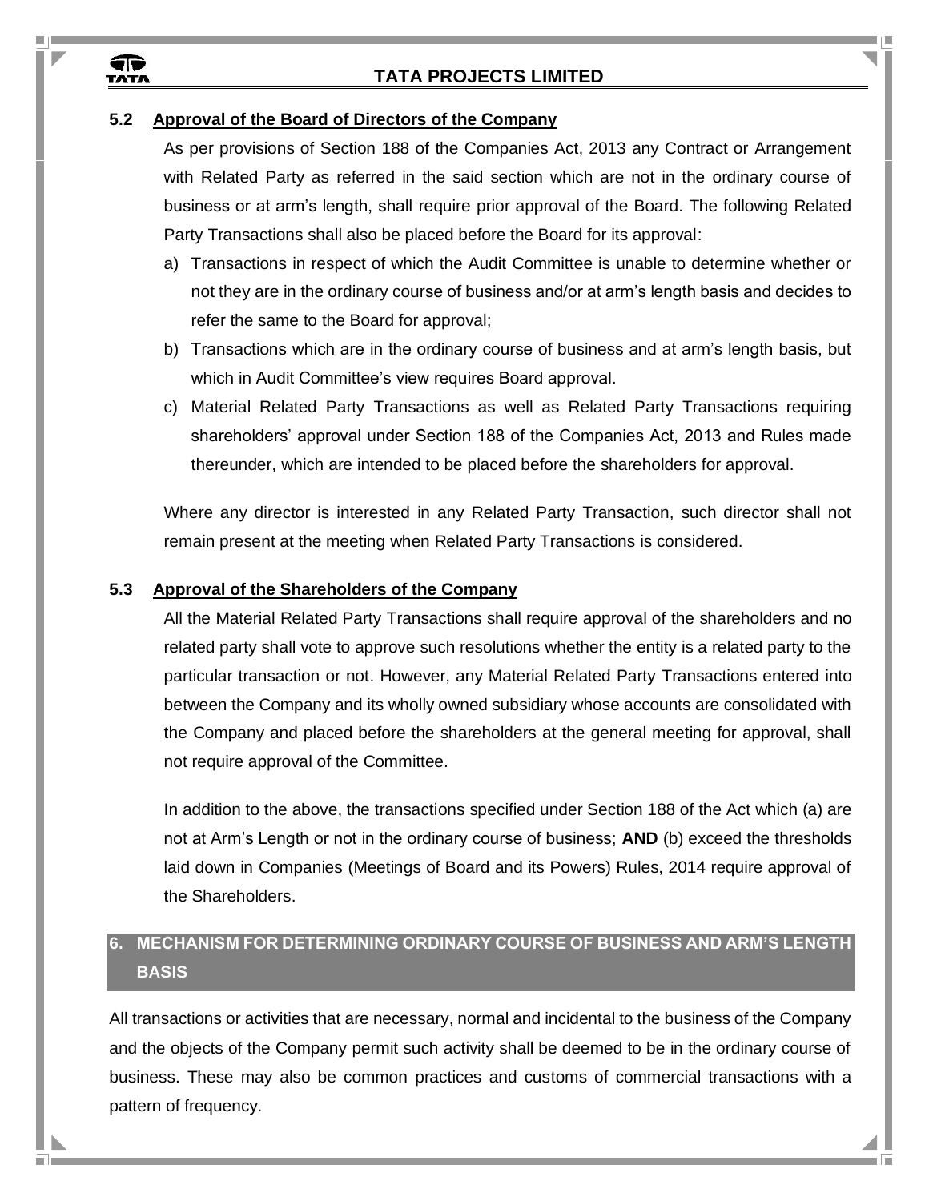### 5.2 Approval of the Board of Directors of the Company

As per provisions of Section 188 of the Companies Act, 2013 any Contract or Arrangement with Related Party as referred in the said section which are not in the ordinary course of business or at arm's length, shall require prior approval of the Board. The following Related Party Transactions shall also be placed before the Board for its approval:

a) Transactions in respect of which the Audit Committee is unable to determine whether or not they are in the ordinary course of business and/or at arm's length basis and decides to refer the same to the Board for approval;

b) Transactions which are in the ordinary course of business and at arm's length basis, but which in Audit Committee's view requires Board approval.

c) Material Related Party Transactions as well as Related Party Transactions requiring shareholders' approval under Section 188 of the Companies Act, 2013 and Rules made thereunder, which are intended to be placed before the shareholders for approval.

Where any director is interested in any Related Party Transaction, such director shall not remain present at the meeting when Related Party Transactions is considered.

### 5.3 Approval of the Shareholders of the Company

All the Material Related Party Transactions shall require approval of the shareholders and no related party shall vote to approve such resolutions whether the entity is a related party to the particular transaction or not. However, any Material Related Party Transactions entered into between the Company and its wholly owned subsidiary whose accounts are consolidated with the Company and placed before the shareholders at the general meeting for approval, shall not require approval of the Committee.

In addition to the above, the transactions specified under Section 188 of the Act which (a) are not at Arm's Length or not in the ordinary course of business; **AND** (b) exceed the thresholds laid down in Companies (Meetings of Board and its Powers) Rules, 2014 require approval of the Shareholders.

## 6. MECHANISM FOR DETERMINING ORDINARY COURSE OF BUSINESS AND ARM'S LENGTH BASIS

All transactions or activities that are necessary, normal and incidental to the business of the Company and the objects of the Company permit such activity shall be deemed to be in the ordinary course of business. These may also be common practices and customs of commercial transactions with a pattern of frequency.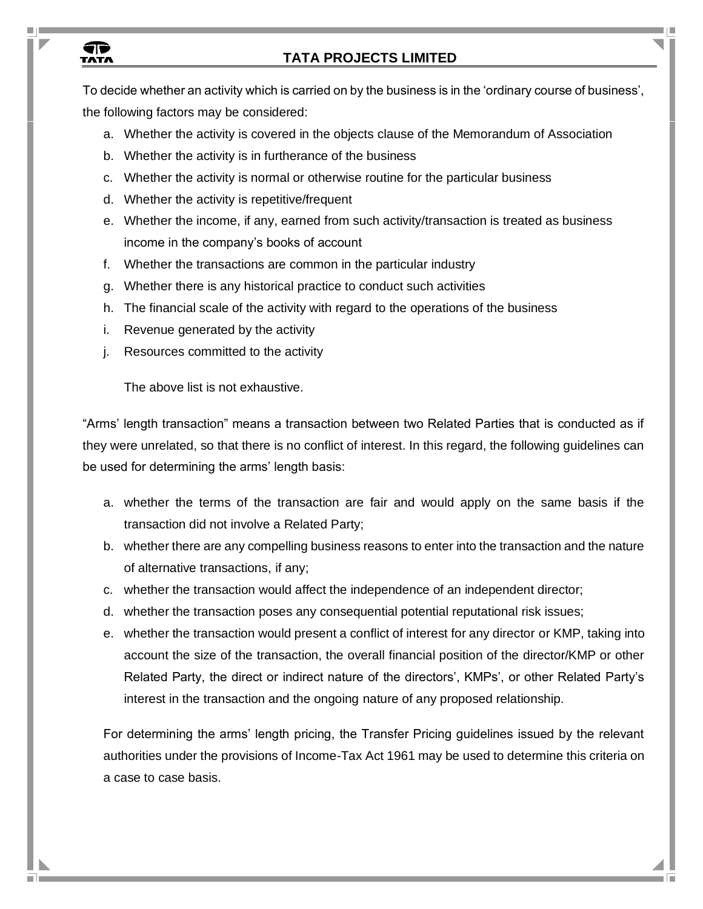To decide whether an activity which is carried on by the business is in the 'ordinary course of business', the following factors may be considered:

a. Whether the activity is covered in the objects clause of the Memorandum of Association
b. Whether the activity is in furtherance of the business
c. Whether the activity is normal or otherwise routine for the particular business
d. Whether the activity is repetitive/frequent
e. Whether the income, if any, earned from such activity/transaction is treated as business income in the company's books of account
f. Whether the transactions are common in the particular industry
g. Whether there is any historical practice to conduct such activities
h. The financial scale of the activity with regard to the operations of the business
i. Revenue generated by the activity
j. Resources committed to the activity

The above list is not exhaustive.

"Arms' length transaction" means a transaction between two Related Parties that is conducted as if they were unrelated, so that there is no conflict of interest. In this regard, the following guidelines can be used for determining the arms' length basis:

a. whether the terms of the transaction are fair and would apply on the same basis if the transaction did not involve a Related Party;
b. whether there are any compelling business reasons to enter into the transaction and the nature of alternative transactions, if any;
c. whether the transaction would affect the independence of an independent director;
d. whether the transaction poses any consequential potential reputational risk issues;
e. whether the transaction would present a conflict of interest for any director or KMP, taking into account the size of the transaction, the overall financial position of the director/KMP or other Related Party, the direct or indirect nature of the directors', KMPs', or other Related Party's interest in the transaction and the ongoing nature of any proposed relationship.

For determining the arms' length pricing, the Transfer Pricing guidelines issued by the relevant authorities under the provisions of Income-Tax Act 1961 may be used to determine this criteria on a case to case basis.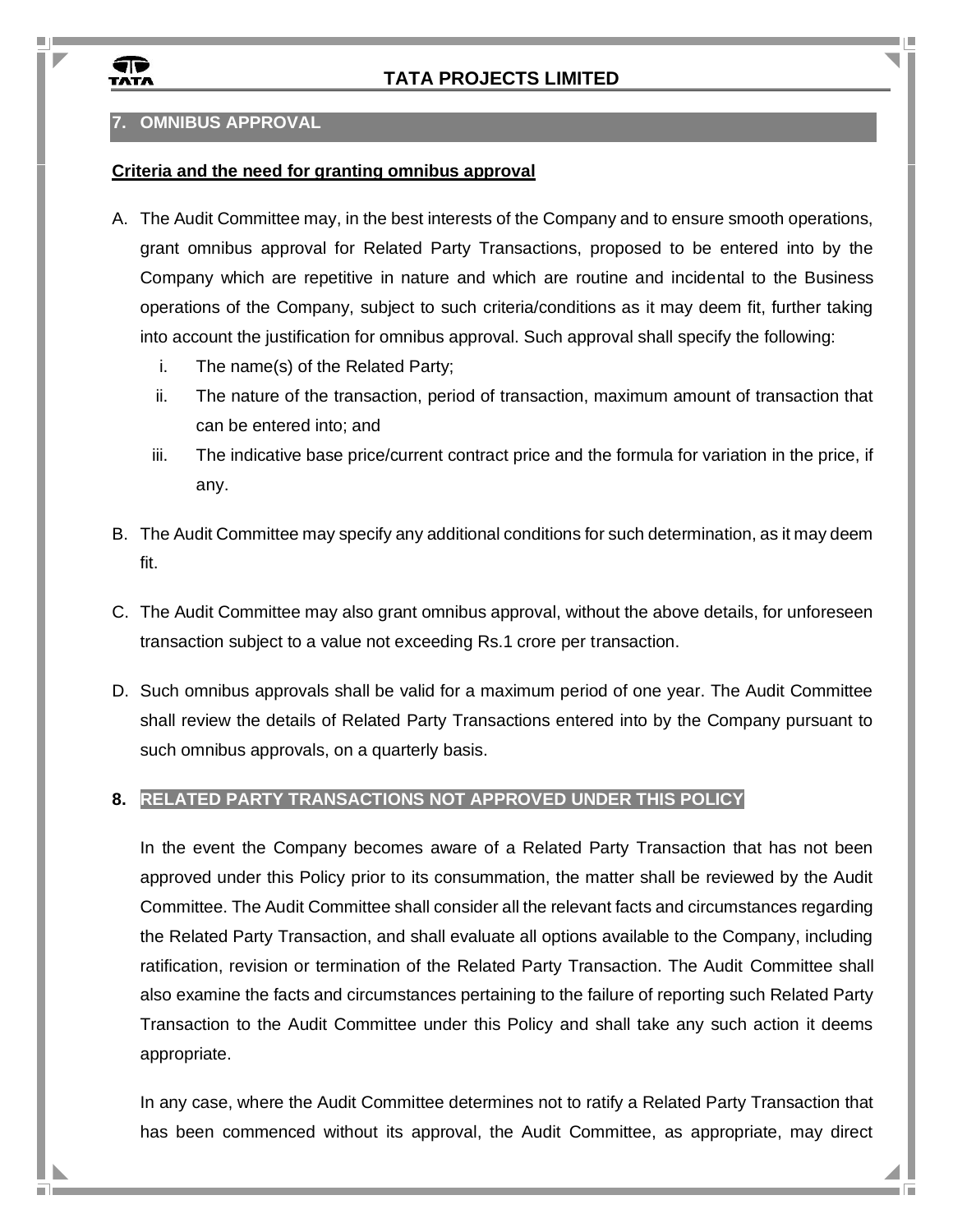## 7. OMNIBUS APPROVAL

**Criteria and the need for granting omnibus approval**

A. The Audit Committee may, in the best interests of the Company and to ensure smooth operations, grant omnibus approval for Related Party Transactions, proposed to be entered into by the Company which are repetitive in nature and which are routine and incidental to the Business operations of the Company, subject to such criteria/conditions as it may deem fit, further taking into account the justification for omnibus approval. Such approval shall specify the following:

   i. The name(s) of the Related Party;

   ii. The nature of the transaction, period of transaction, maximum amount of transaction that can be entered into; and

   iii. The indicative base price/current contract price and the formula for variation in the price, if any.

B. The Audit Committee may specify any additional conditions for such determination, as it may deem fit.

C. The Audit Committee may also grant omnibus approval, without the above details, for unforeseen transaction subject to a value not exceeding Rs.1 crore per transaction.

D. Such omnibus approvals shall be valid for a maximum period of one year. The Audit Committee shall review the details of Related Party Transactions entered into by the Company pursuant to such omnibus approvals, on a quarterly basis.

## 8. RELATED PARTY TRANSACTIONS NOT APPROVED UNDER THIS POLICY

In the event the Company becomes aware of a Related Party Transaction that has not been approved under this Policy prior to its consummation, the matter shall be reviewed by the Audit Committee. The Audit Committee shall consider all the relevant facts and circumstances regarding the Related Party Transaction, and shall evaluate all options available to the Company, including ratification, revision or termination of the Related Party Transaction. The Audit Committee shall also examine the facts and circumstances pertaining to the failure of reporting such Related Party Transaction to the Audit Committee under this Policy and shall take any such action it deems appropriate.

In any case, where the Audit Committee determines not to ratify a Related Party Transaction that has been commenced without its approval, the Audit Committee, as appropriate, may direct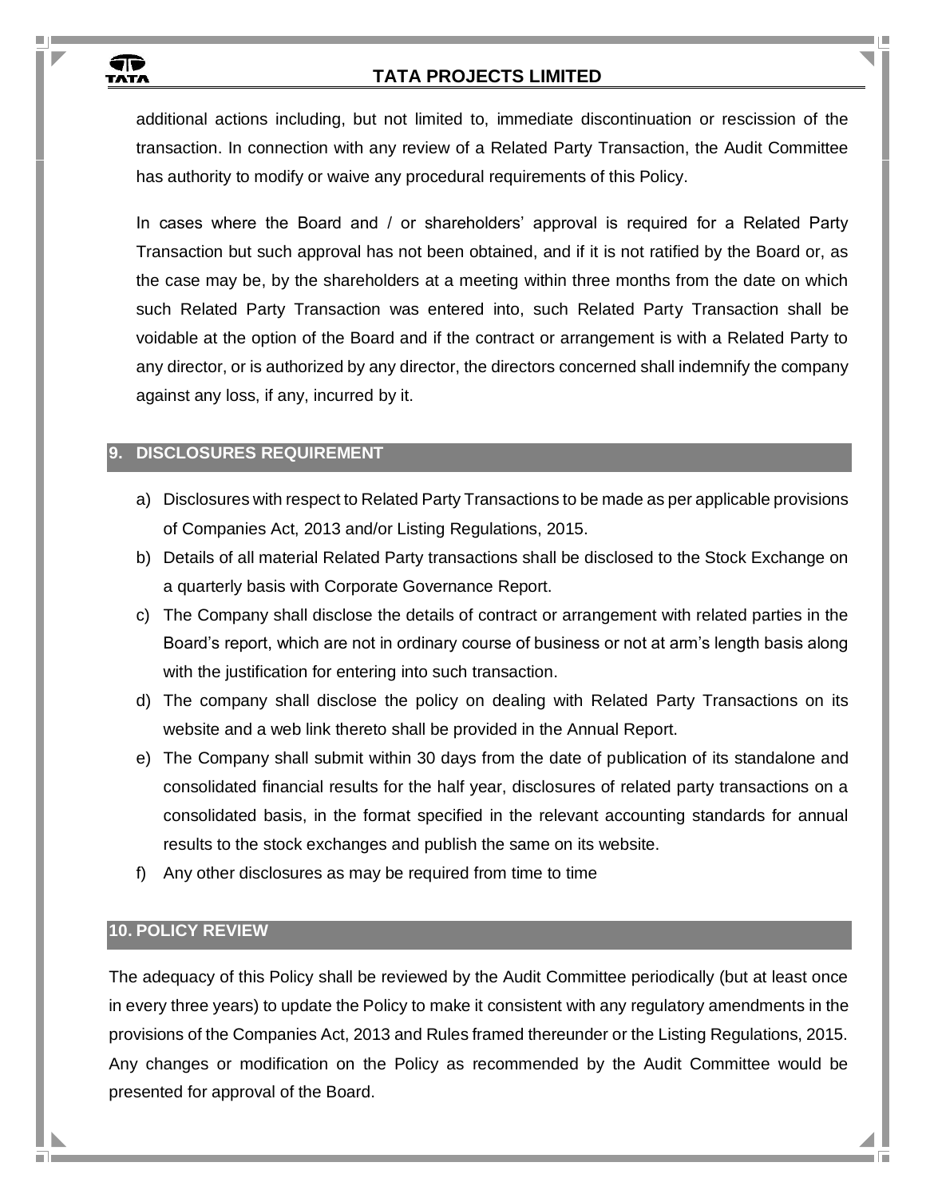additional actions including, but not limited to, immediate discontinuation or rescission of the transaction. In connection with any review of a Related Party Transaction, the Audit Committee has authority to modify or waive any procedural requirements of this Policy.

In cases where the Board and / or shareholders' approval is required for a Related Party Transaction but such approval has not been obtained, and if it is not ratified by the Board or, as the case may be, by the shareholders at a meeting within three months from the date on which such Related Party Transaction was entered into, such Related Party Transaction shall be voidable at the option of the Board and if the contract or arrangement is with a Related Party to any director, or is authorized by any director, the directors concerned shall indemnify the company against any loss, if any, incurred by it.

## 9. DISCLOSURES REQUIREMENT

a) Disclosures with respect to Related Party Transactions to be made as per applicable provisions of Companies Act, 2013 and/or Listing Regulations, 2015.

b) Details of all material Related Party transactions shall be disclosed to the Stock Exchange on a quarterly basis with Corporate Governance Report.

c) The Company shall disclose the details of contract or arrangement with related parties in the Board's report, which are not in ordinary course of business or not at arm's length basis along with the justification for entering into such transaction.

d) The company shall disclose the policy on dealing with Related Party Transactions on its website and a web link thereto shall be provided in the Annual Report.

e) The Company shall submit within 30 days from the date of publication of its standalone and consolidated financial results for the half year, disclosures of related party transactions on a consolidated basis, in the format specified in the relevant accounting standards for annual results to the stock exchanges and publish the same on its website.

f) Any other disclosures as may be required from time to time

## 10. POLICY REVIEW

The adequacy of this Policy shall be reviewed by the Audit Committee periodically (but at least once in every three years) to update the Policy to make it consistent with any regulatory amendments in the provisions of the Companies Act, 2013 and Rules framed thereunder or the Listing Regulations, 2015. Any changes or modification on the Policy as recommended by the Audit Committee would be presented for approval of the Board.